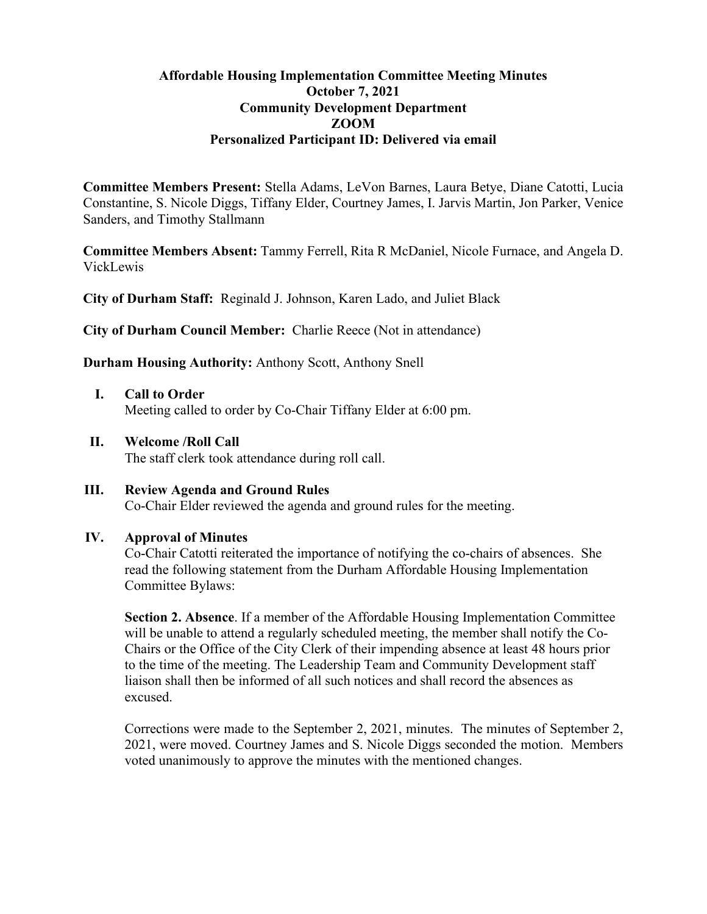# Affordable Housing Implementation Committee Meeting Minutes
## October 7, 2021
## Community Development Department
## ZOOM
## Personalized Participant ID: Delivered via email

**Committee Members Present:** Stella Adams, LeVon Barnes, Laura Betye, Diane Catotti, Lucia Constantine, S. Nicole Diggs, Tiffany Elder, Courtney James, I. Jarvis Martin, Jon Parker, Venice Sanders, and Timothy Stallmann

**Committee Members Absent:** Tammy Ferrell, Rita R McDaniel, Nicole Furnace, and Angela D. VickLewis

**City of Durham Staff:** Reginald J. Johnson, Karen Lado, and Juliet Black

**City of Durham Council Member:** Charlie Reece (Not in attendance)

**Durham Housing Authority:** Anthony Scott, Anthony Snell

I. **Call to Order**
   Meeting called to order by Co-Chair Tiffany Elder at 6:00 pm.

II. **Welcome /Roll Call**
   The staff clerk took attendance during roll call.

III. **Review Agenda and Ground Rules**
   Co-Chair Elder reviewed the agenda and ground rules for the meeting.

IV. **Approval of Minutes**
   Co-Chair Catotti reiterated the importance of notifying the co-chairs of absences. She read the following statement from the Durham Affordable Housing Implementation Committee Bylaws:

   **Section 2. Absence**. If a member of the Affordable Housing Implementation Committee will be unable to attend a regularly scheduled meeting, the member shall notify the Co-Chairs or the Office of the City Clerk of their impending absence at least 48 hours prior to the time of the meeting. The Leadership Team and Community Development staff liaison shall then be informed of all such notices and shall record the absences as excused.

   Corrections were made to the September 2, 2021, minutes. The minutes of September 2, 2021, were moved. Courtney James and S. Nicole Diggs seconded the motion. Members voted unanimously to approve the minutes with the mentioned changes.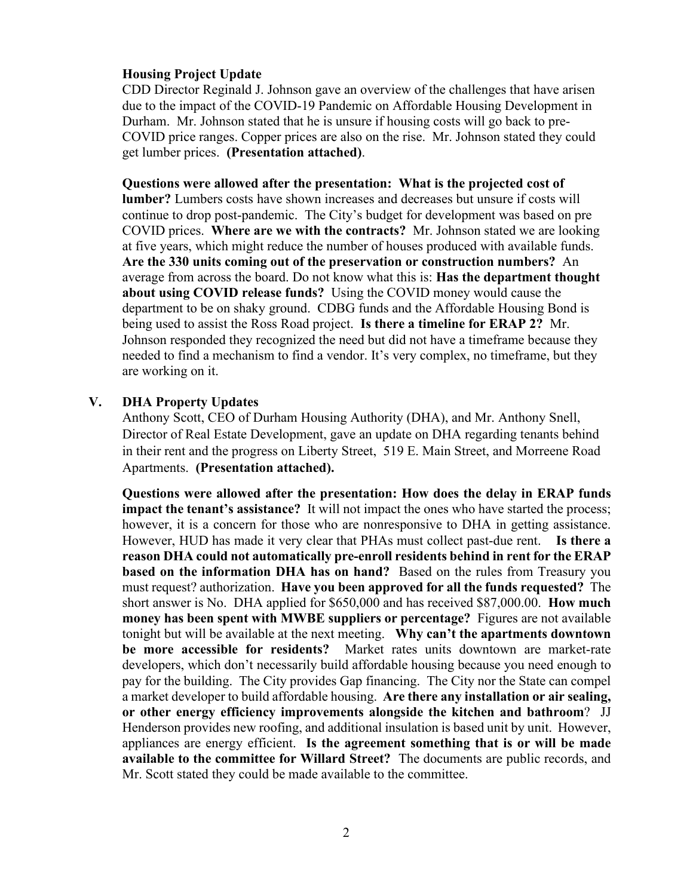**Housing Project Update**

CDD Director Reginald J. Johnson gave an overview of the challenges that have arisen due to the impact of the COVID-19 Pandemic on Affordable Housing Development in Durham. Mr. Johnson stated that he is unsure if housing costs will go back to pre-COVID price ranges. Copper prices are also on the rise. Mr. Johnson stated they could get lumber prices. **(Presentation attached)**.

**Questions were allowed after the presentation: What is the projected cost of lumber?** Lumbers costs have shown increases and decreases but unsure if costs will continue to drop post-pandemic. The City's budget for development was based on pre COVID prices. **Where are we with the contracts?** Mr. Johnson stated we are looking at five years, which might reduce the number of houses produced with available funds. **Are the 330 units coming out of the preservation or construction numbers?** An average from across the board. Do not know what this is: **Has the department thought about using COVID release funds?** Using the COVID money would cause the department to be on shaky ground. CDBG funds and the Affordable Housing Bond is being used to assist the Ross Road project. **Is there a timeline for ERAP 2?** Mr. Johnson responded they recognized the need but did not have a timeframe because they needed to find a mechanism to find a vendor. It's very complex, no timeframe, but they are working on it.

## V. DHA Property Updates

Anthony Scott, CEO of Durham Housing Authority (DHA), and Mr. Anthony Snell, Director of Real Estate Development, gave an update on DHA regarding tenants behind in their rent and the progress on Liberty Street, 519 E. Main Street, and Morreene Road Apartments. **(Presentation attached).**

**Questions were allowed after the presentation: How does the delay in ERAP funds impact the tenant's assistance?** It will not impact the ones who have started the process; however, it is a concern for those who are nonresponsive to DHA in getting assistance. However, HUD has made it very clear that PHAs must collect past-due rent. **Is there a reason DHA could not automatically pre-enroll residents behind in rent for the ERAP based on the information DHA has on hand?** Based on the rules from Treasury you must request? authorization. **Have you been approved for all the funds requested?** The short answer is No. DHA applied for $650,000 and has received $87,000.00. **How much money has been spent with MWBE suppliers or percentage?** Figures are not available tonight but will be available at the next meeting. **Why can't the apartments downtown be more accessible for residents?** Market rates units downtown are market-rate developers, which don't necessarily build affordable housing because you need enough to pay for the building. The City provides Gap financing. The City nor the State can compel a market developer to build affordable housing. **Are there any installation or air sealing, or other energy efficiency improvements alongside the kitchen and bathroom**? JJ Henderson provides new roofing, and additional insulation is based unit by unit. However, appliances are energy efficient. **Is the agreement something that is or will be made available to the committee for Willard Street?** The documents are public records, and Mr. Scott stated they could be made available to the committee.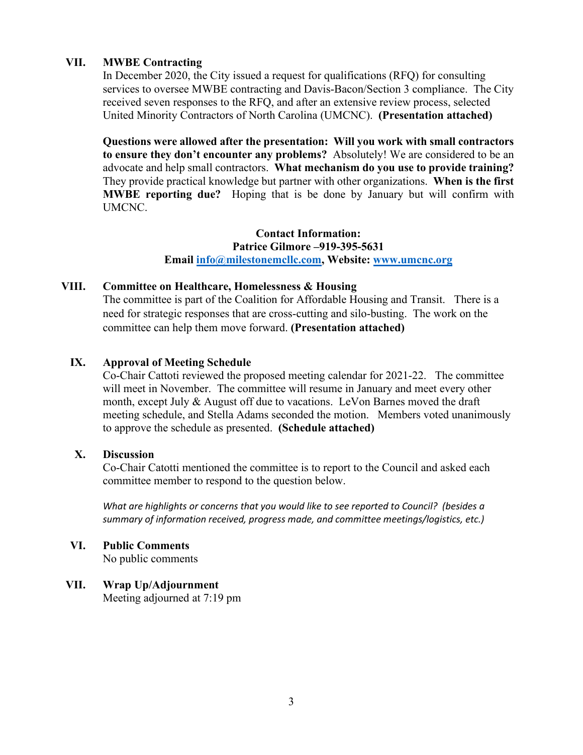## VII. MWBE Contracting

In December 2020, the City issued a request for qualifications (RFQ) for consulting services to oversee MWBE contracting and Davis-Bacon/Section 3 compliance. The City received seven responses to the RFQ, and after an extensive review process, selected United Minority Contractors of North Carolina (UMCNC). **(Presentation attached)**

**Questions were allowed after the presentation: Will you work with small contractors to ensure they don't encounter any problems?** Absolutely! We are considered to be an advocate and help small contractors. **What mechanism do you use to provide training?** They provide practical knowledge but partner with other organizations. **When is the first MWBE reporting due?** Hoping that is be done by January but will confirm with UMCNC.

**Contact Information:**
**Patrice Gilmore –919-395-5631**
**Email [info@milestonemcllc.com](mailto:info@milestonemcllc.com), Website: [www.umcnc.org](http://www.umcnc.org)**

## VIII. Committee on Healthcare, Homelessness & Housing

The committee is part of the Coalition for Affordable Housing and Transit. There is a need for strategic responses that are cross-cutting and silo-busting. The work on the committee can help them move forward. **(Presentation attached)**

## IX. Approval of Meeting Schedule

Co-Chair Cattoti reviewed the proposed meeting calendar for 2021-22. The committee will meet in November. The committee will resume in January and meet every other month, except July & August off due to vacations. LeVon Barnes moved the draft meeting schedule, and Stella Adams seconded the motion. Members voted unanimously to approve the schedule as presented. **(Schedule attached)**

## X. Discussion

Co-Chair Catotti mentioned the committee is to report to the Council and asked each committee member to respond to the question below.

*What are highlights or concerns that you would like to see reported to Council? (besides a summary of information received, progress made, and committee meetings/logistics, etc.)*

## VI. Public Comments

No public comments

## VII. Wrap Up/Adjournment

Meeting adjourned at 7:19 pm